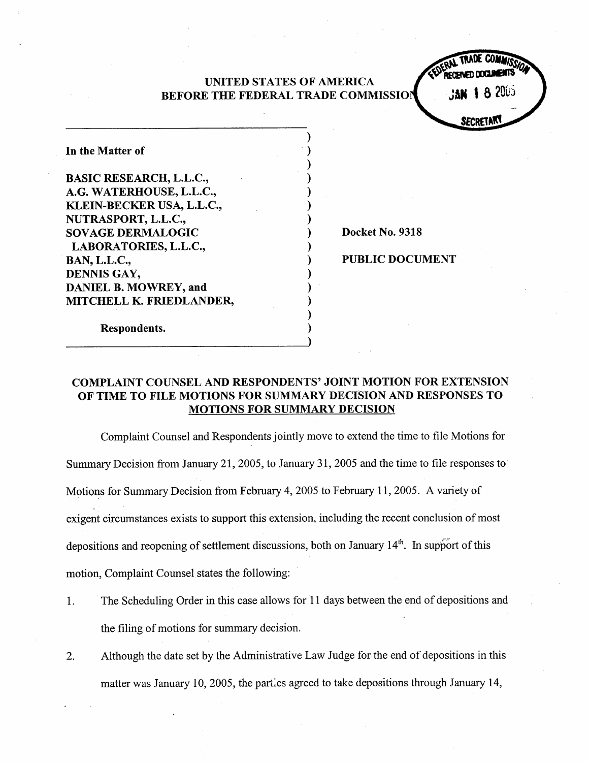UNITED STATES OF AMERICA
BEFORE THE FEDERAL TRADE COMMISSION

FEDERAL TRADE COMMISSION RECEIVED DOCUMENTS JAN 18 2005 SECRETARY

| | |
|---|---|
| In the Matter of<br><br>BASIC RESEARCH, L.L.C.,<br>A.G. WATERHOUSE, L.L.C.,<br>KLEIN-BECKER USA, L.L.C.,<br>NUTRASPORT, L.L.C.,<br>SOVAGE DERMALOGIC LABORATORIES, L.L.C.,<br>BAN, L.L.C.,<br>DENNIS GAY,<br>DANIEL B. MOWREY, and<br>MITCHELL K. FRIEDLANDER,<br><br>Respondents. | Docket No. 9318<br><br>PUBLIC DOCUMENT |

## COMPLAINT COUNSEL AND RESPONDENTS' JOINT MOTION FOR EXTENSION OF TIME TO FILE MOTIONS FOR SUMMARY DECISION AND RESPONSES TO MOTIONS FOR SUMMARY DECISION

Complaint Counsel and Respondents jointly move to extend the time to file Motions for Summary Decision from January 21, 2005, to January 31, 2005 and the time to file responses to Motions for Summary Decision from February 4, 2005 to February 11, 2005. A variety of exigent circumstances exists to support this extension, including the recent conclusion of most depositions and reopening of settlement discussions, both on January 14th. In support of this motion, Complaint Counsel states the following:

1. The Scheduling Order in this case allows for 11 days between the end of depositions and the filing of motions for summary decision.

2. Although the date set by the Administrative Law Judge for the end of depositions in this matter was January 10, 2005, the parties agreed to take depositions through January 14,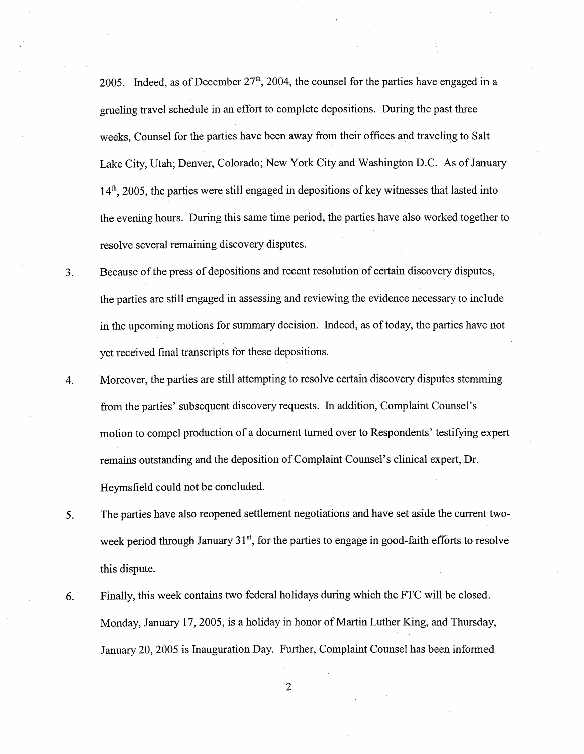2005. Indeed, as of December 27th, 2004, the counsel for the parties have engaged in a grueling travel schedule in an effort to complete depositions. During the past three weeks, Counsel for the parties have been away from their offices and traveling to Salt Lake City, Utah; Denver, Colorado; New York City and Washington D.C. As of January 14th, 2005, the parties were still engaged in depositions of key witnesses that lasted into the evening hours. During this same time period, the parties have also worked together to resolve several remaining discovery disputes.

3. Because of the press of depositions and recent resolution of certain discovery disputes, the parties are still engaged in assessing and reviewing the evidence necessary to include in the upcoming motions for summary decision. Indeed, as of today, the parties have not yet received final transcripts for these depositions.

4. Moreover, the parties are still attempting to resolve certain discovery disputes stemming from the parties' subsequent discovery requests. In addition, Complaint Counsel's motion to compel production of a document turned over to Respondents' testifying expert remains outstanding and the deposition of Complaint Counsel's clinical expert, Dr. Heymsfield could not be concluded.

5. The parties have also reopened settlement negotiations and have set aside the current two-week period through January 31st, for the parties to engage in good-faith efforts to resolve this dispute.

6. Finally, this week contains two federal holidays during which the FTC will be closed. Monday, January 17, 2005, is a holiday in honor of Martin Luther King, and Thursday, January 20, 2005 is Inauguration Day. Further, Complaint Counsel has been informed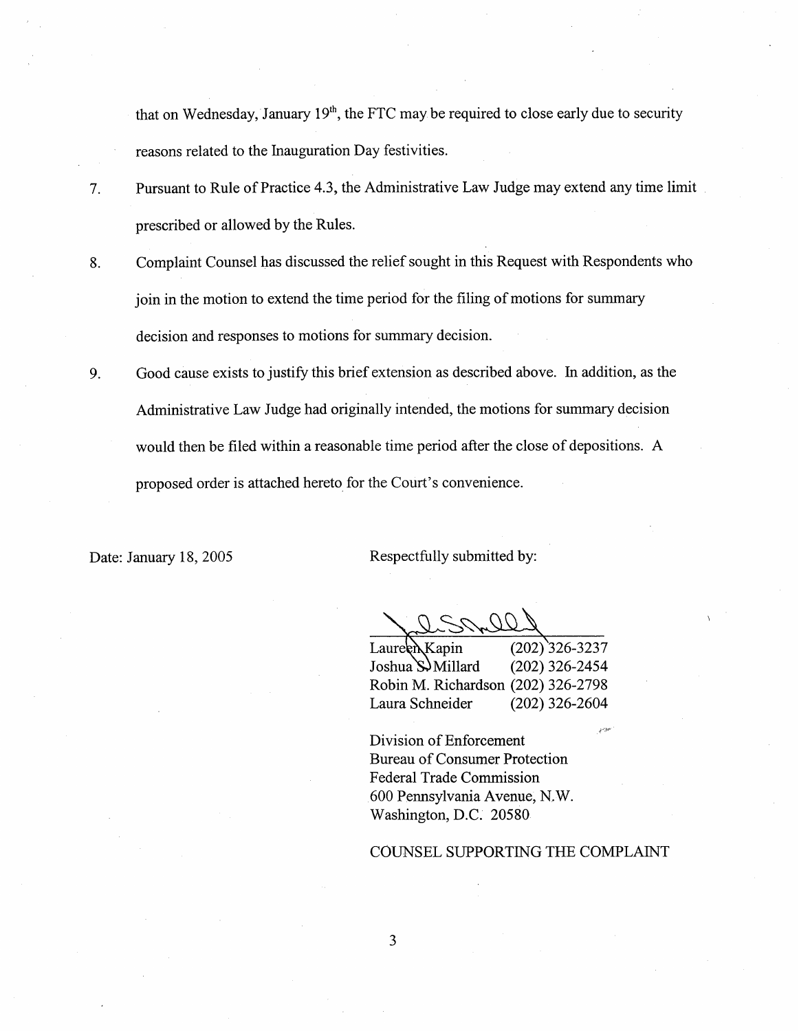that on Wednesday, January 19th, the FTC may be required to close early due to security reasons related to the Inauguration Day festivities.

7. Pursuant to Rule of Practice 4.3, the Administrative Law Judge may extend any time limit prescribed or allowed by the Rules.

8. Complaint Counsel has discussed the relief sought in this Request with Respondents who join in the motion to extend the time period for the filing of motions for summary decision and responses to motions for summary decision.

9. Good cause exists to justify this brief extension as described above. In addition, as the Administrative Law Judge had originally intended, the motions for summary decision would then be filed within a reasonable time period after the close of depositions. A proposed order is attached hereto for the Court's convenience.

Date: January 18, 2005

Respectfully submitted by:

| | |
|---|---|
| Laureen Kapin | (202) 326-3237 |
| Joshua S. Millard | (202) 326-2454 |
| Robin M. Richardson | (202) 326-2798 |
| Laura Schneider | (202) 326-2604 |

Division of Enforcement
Bureau of Consumer Protection
Federal Trade Commission
600 Pennsylvania Avenue, N.W.
Washington, D.C. 20580

COUNSEL SUPPORTING THE COMPLAINT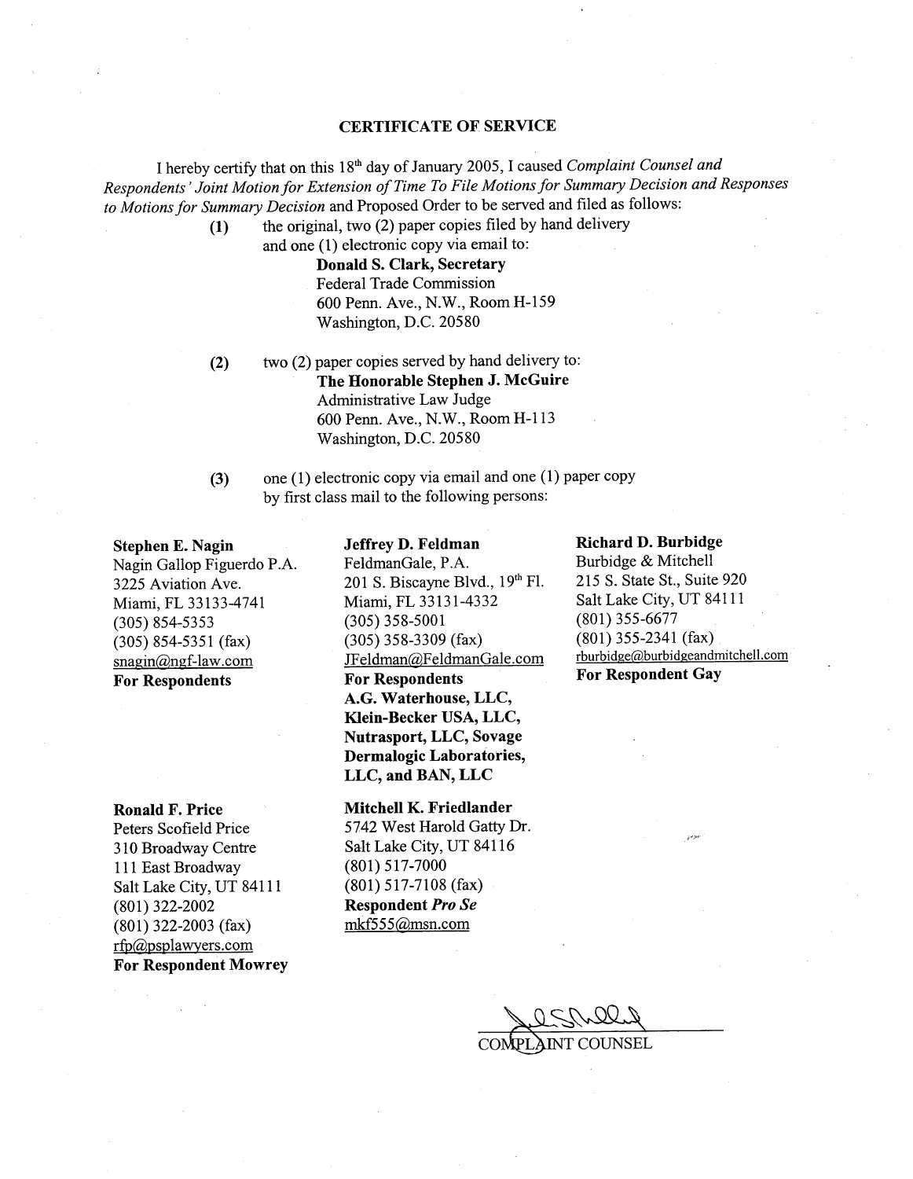## CERTIFICATE OF SERVICE

I hereby certify that on this 18th day of January 2005, I caused *Complaint Counsel and Respondents' Joint Motion for Extension of Time To File Motions for Summary Decision and Responses to Motions for Summary Decision* and Proposed Order to be served and filed as follows:

**(1)** the original, two (2) paper copies filed by hand delivery and one (1) electronic copy via email to:

> **Donald S. Clark, Secretary**
> Federal Trade Commission
> 600 Penn. Ave., N.W., Room H-159
> Washington, D.C. 20580

**(2)** two (2) paper copies served by hand delivery to:

> **The Honorable Stephen J. McGuire**
> Administrative Law Judge
> 600 Penn. Ave., N.W., Room H-113
> Washington, D.C. 20580

**(3)** one (1) electronic copy via email and one (1) paper copy by first class mail to the following persons:

**Stephen E. Nagin**
Nagin Gallop Figuerdo P.A.
3225 Aviation Ave.
Miami, FL 33133-4741
(305) 854-5353
(305) 854-5351 (fax)
snagin@ngf-law.com
**For Respondents**

**Jeffrey D. Feldman**
FeldmanGale, P.A.
201 S. Biscayne Blvd., 19th Fl.
Miami, FL 33131-4332
(305) 358-5001
(305) 358-3309 (fax)
JFeldman@FeldmanGale.com
**For Respondents A.G. Waterhouse, LLC, Klein-Becker USA, LLC, Nutrasport, LLC, Sovage Dermalogic Laboratories, LLC, and BAN, LLC**

**Richard D. Burbidge**
Burbidge & Mitchell
215 S. State St., Suite 920
Salt Lake City, UT 84111
(801) 355-6677
(801) 355-2341 (fax)
rburbidge@burbidgeandmitchell.com
**For Respondent Gay**

**Ronald F. Price**
Peters Scofield Price
310 Broadway Centre
111 East Broadway
Salt Lake City, UT 84111
(801) 322-2002
(801) 322-2003 (fax)
rfp@psplawyers.com
**For Respondent Mowrey**

**Mitchell K. Friedlander**
5742 West Harold Gatty Dr.
Salt Lake City, UT 84116
(801) 517-7000
(801) 517-7108 (fax)
**Respondent *Pro Se***
mkf555@msn.com

COMPLAINT COUNSEL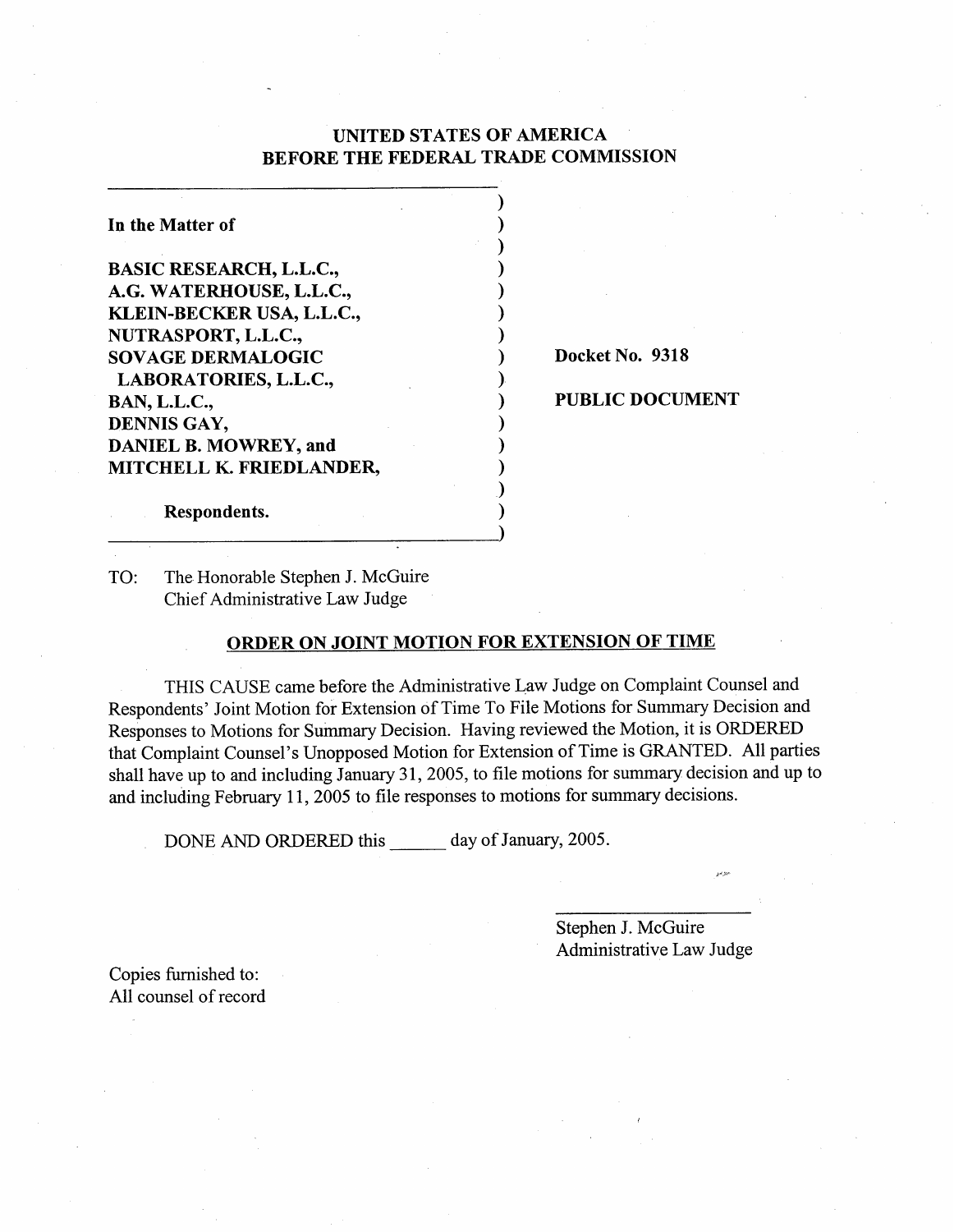**UNITED STATES OF AMERICA**
**BEFORE THE FEDERAL TRADE COMMISSION**

| | |
|---|---|
| **In the Matter of** | |
| **BASIC RESEARCH, L.L.C.,** | |
| **A.G. WATERHOUSE, L.L.C.,** | |
| **KLEIN-BECKER USA, L.L.C.,** | |
| **NUTRASPORT, L.L.C.,** | |
| **SOVAGE DERMALOGIC LABORATORIES, L.L.C.,** | **Docket No. 9318** |
| **BAN, L.L.C.,** | **PUBLIC DOCUMENT** |
| **DENNIS GAY,** | |
| **DANIEL B. MOWREY, and** | |
| **MITCHELL K. FRIEDLANDER,** | |
| **Respondents.** | |

TO: The Honorable Stephen J. McGuire
Chief Administrative Law Judge

## ORDER ON JOINT MOTION FOR EXTENSION OF TIME

THIS CAUSE came before the Administrative Law Judge on Complaint Counsel and Respondents' Joint Motion for Extension of Time To File Motions for Summary Decision and Responses to Motions for Summary Decision. Having reviewed the Motion, it is ORDERED that Complaint Counsel's Unopposed Motion for Extension of Time is GRANTED. All parties shall have up to and including January 31, 2005, to file motions for summary decision and up to and including February 11, 2005 to file responses to motions for summary decisions.

DONE AND ORDERED this ______ day of January, 2005.

______________________
Stephen J. McGuire
Administrative Law Judge

Copies furnished to:
All counsel of record